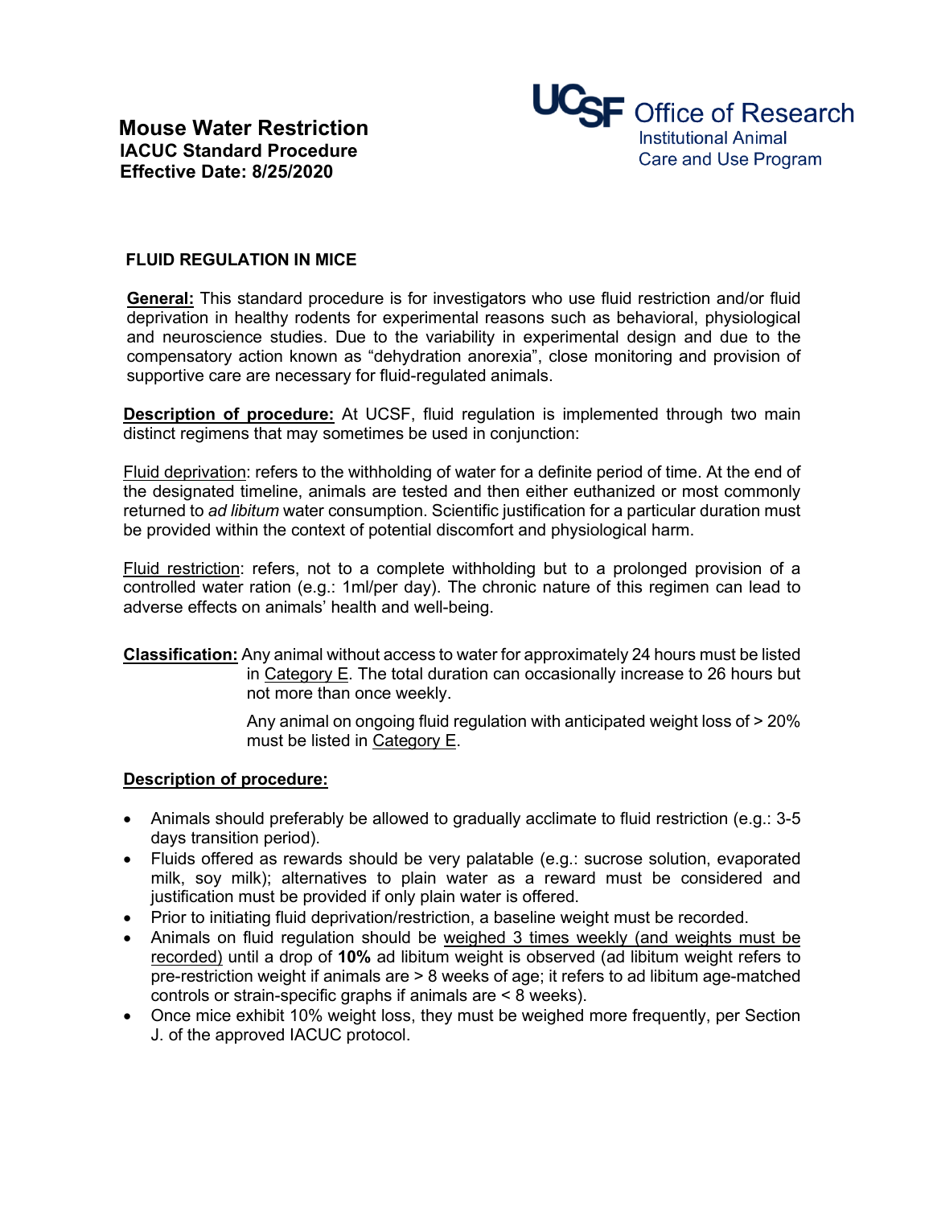# Mouse Water Restriction

**IACUC Standard Procedure**
**Effective Date: 8/25/2020**

UCSF Office of Research
Institutional Animal Care and Use Program

## FLUID REGULATION IN MICE

**General:** This standard procedure is for investigators who use fluid restriction and/or fluid deprivation in healthy rodents for experimental reasons such as behavioral, physiological and neuroscience studies. Due to the variability in experimental design and due to the compensatory action known as "dehydration anorexia", close monitoring and provision of supportive care are necessary for fluid-regulated animals.

**Description of procedure:** At UCSF, fluid regulation is implemented through two main distinct regimens that may sometimes be used in conjunction:

Fluid deprivation: refers to the withholding of water for a definite period of time. At the end of the designated timeline, animals are tested and then either euthanized or most commonly returned to *ad libitum* water consumption. Scientific justification for a particular duration must be provided within the context of potential discomfort and physiological harm.

Fluid restriction: refers, not to a complete withholding but to a prolonged provision of a controlled water ration (e.g.: 1ml/per day). The chronic nature of this regimen can lead to adverse effects on animals' health and well-being.

**Classification:** Any animal without access to water for approximately 24 hours must be listed in Category E. The total duration can occasionally increase to 26 hours but not more than once weekly.

Any animal on ongoing fluid regulation with anticipated weight loss of > 20% must be listed in Category E.

**Description of procedure:**

- Animals should preferably be allowed to gradually acclimate to fluid restriction (e.g.: 3-5 days transition period).
- Fluids offered as rewards should be very palatable (e.g.: sucrose solution, evaporated milk, soy milk); alternatives to plain water as a reward must be considered and justification must be provided if only plain water is offered.
- Prior to initiating fluid deprivation/restriction, a baseline weight must be recorded.
- Animals on fluid regulation should be weighed 3 times weekly (and weights must be recorded) until a drop of **10%** ad libitum weight is observed (ad libitum weight refers to pre-restriction weight if animals are > 8 weeks of age; it refers to ad libitum age-matched controls or strain-specific graphs if animals are < 8 weeks).
- Once mice exhibit 10% weight loss, they must be weighed more frequently, per Section J. of the approved IACUC protocol.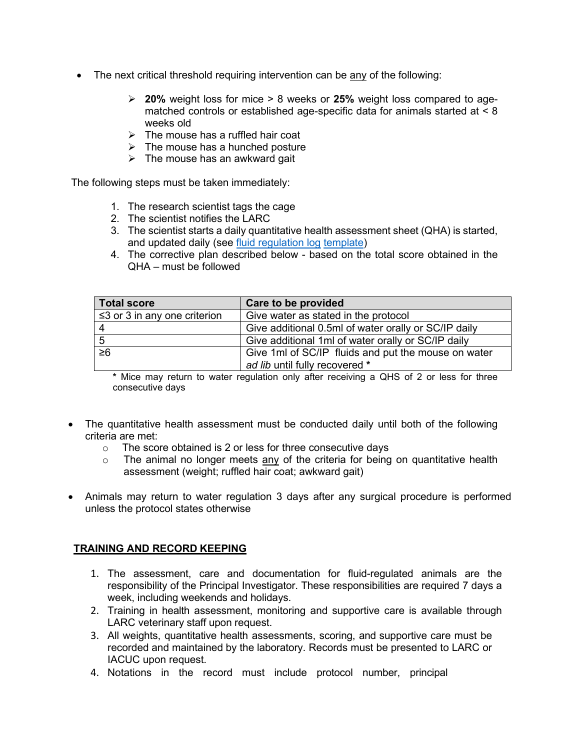- The next critical threshold requiring intervention can be <u>any</u> of the following:

  - **20%** weight loss for mice > 8 weeks or **25%** weight loss compared to age-matched controls or established age-specific data for animals started at < 8 weeks old
  - The mouse has a ruffled hair coat
  - The mouse has a hunched posture
  - The mouse has an awkward gait

The following steps must be taken immediately:

1. The research scientist tags the cage
2. The scientist notifies the LARC
3. The scientist starts a daily quantitative health assessment sheet (QHA) is started, and updated daily (see [fluid regulation log](#) [template](#))
4. The corrective plan described below - based on the total score obtained in the QHA – must be followed

| Total score | Care to be provided |
| --- | --- |
| ≤3 or 3 in any one criterion | Give water as stated in the protocol |
| 4 | Give additional 0.5ml of water orally or SC/IP daily |
| 5 | Give additional 1ml of water orally or SC/IP daily |
| ≥6 | Give 1ml of SC/IP fluids and put the mouse on water *ad lib* until fully recovered * |

\* Mice may return to water regulation only after receiving a QHS of 2 or less for three consecutive days

- The quantitative health assessment must be conducted daily until both of the following criteria are met:
  - The score obtained is 2 or less for three consecutive days
  - The animal no longer meets <u>any</u> of the criteria for being on quantitative health assessment (weight; ruffled hair coat; awkward gait)

- Animals may return to water regulation 3 days after any surgical procedure is performed unless the protocol states otherwise

## <u>TRAINING AND RECORD KEEPING</u>

1. The assessment, care and documentation for fluid-regulated animals are the responsibility of the Principal Investigator. These responsibilities are required 7 days a week, including weekends and holidays.
2. Training in health assessment, monitoring and supportive care is available through LARC veterinary staff upon request.
3. All weights, quantitative health assessments, scoring, and supportive care must be recorded and maintained by the laboratory. Records must be presented to LARC or IACUC upon request.
4. Notations in the record must include protocol number, principal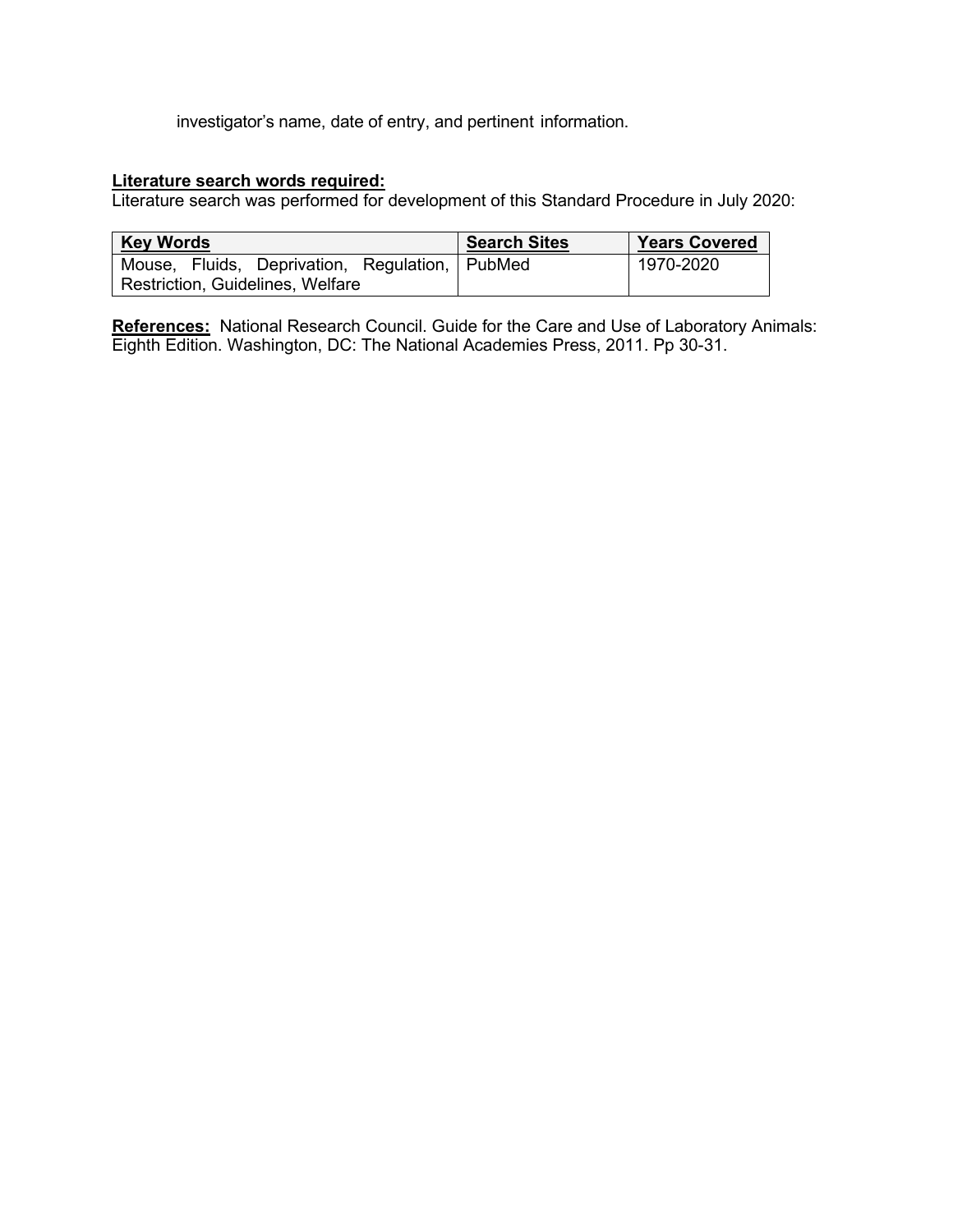investigator's name, date of entry, and pertinent information.

**Literature search words required:**
Literature search was performed for development of this Standard Procedure in July 2020:

| **Key Words** | **Search Sites** | **Years Covered** |
| --- | --- | --- |
| Mouse, Fluids, Deprivation, Regulation, Restriction, Guidelines, Welfare | PubMed | 1970-2020 |

**References:** National Research Council. Guide for the Care and Use of Laboratory Animals: Eighth Edition. Washington, DC: The National Academies Press, 2011. Pp 30-31.